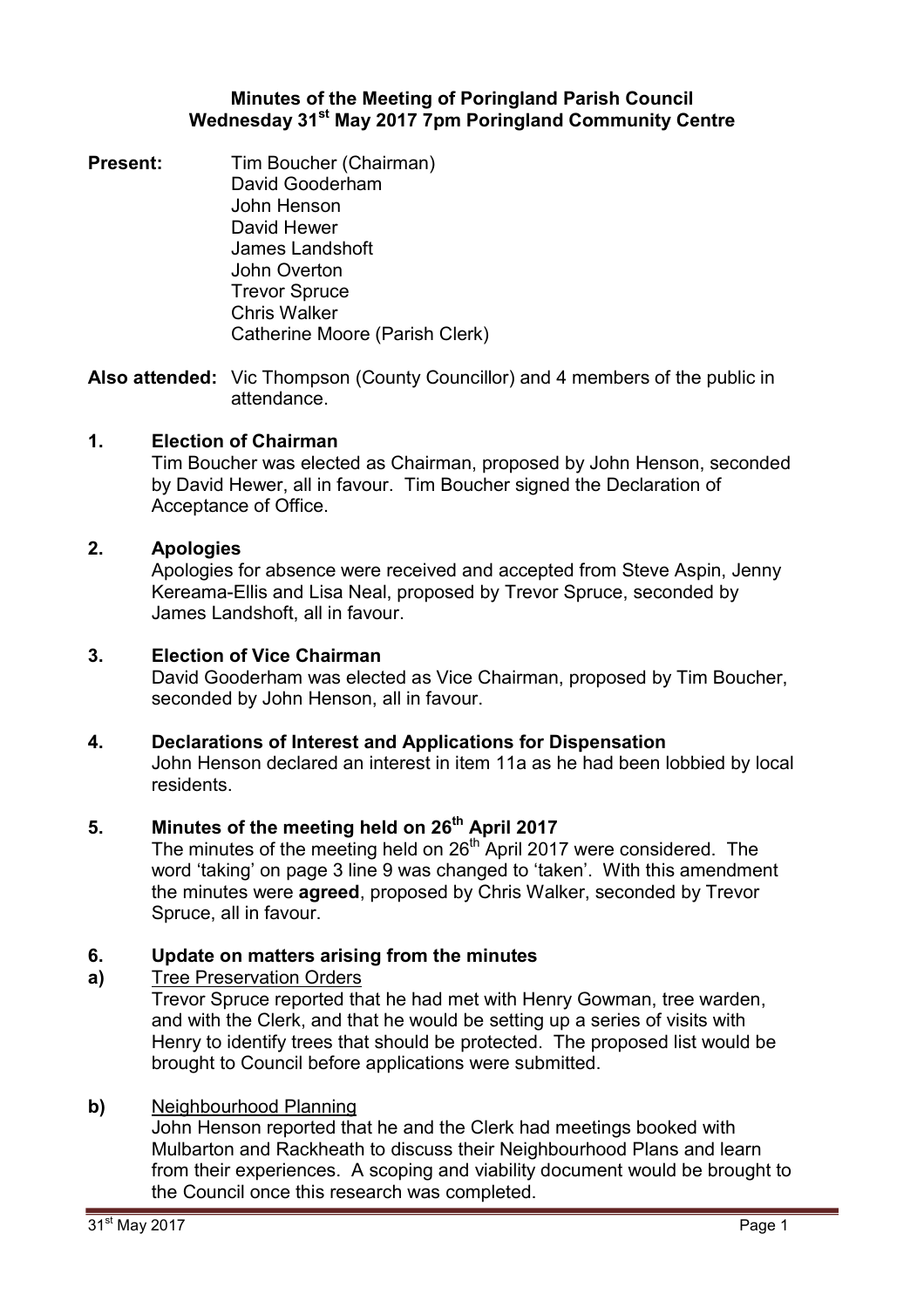# Minutes of the Meeting of Poringland Parish Council
## Wednesday 31st May 2017 7pm Poringland Community Centre

**Present:** Tim Boucher (Chairman)
David Gooderham
John Henson
David Hewer
James Landshoft
John Overton
Trevor Spruce
Chris Walker
Catherine Moore (Parish Clerk)

**Also attended:** Vic Thompson (County Councillor) and 4 members of the public in attendance.

## 1. Election of Chairman

Tim Boucher was elected as Chairman, proposed by John Henson, seconded by David Hewer, all in favour. Tim Boucher signed the Declaration of Acceptance of Office.

## 2. Apologies

Apologies for absence were received and accepted from Steve Aspin, Jenny Kereama-Ellis and Lisa Neal, proposed by Trevor Spruce, seconded by James Landshoft, all in favour.

## 3. Election of Vice Chairman

David Gooderham was elected as Vice Chairman, proposed by Tim Boucher, seconded by John Henson, all in favour.

## 4. Declarations of Interest and Applications for Dispensation

John Henson declared an interest in item 11a as he had been lobbied by local residents.

## 5. Minutes of the meeting held on 26th April 2017

The minutes of the meeting held on 26th April 2017 were considered. The word 'taking' on page 3 line 9 was changed to 'taken'. With this amendment the minutes were **agreed**, proposed by Chris Walker, seconded by Trevor Spruce, all in favour.

## 6. Update on matters arising from the minutes

**a)** Tree Preservation Orders

Trevor Spruce reported that he had met with Henry Gowman, tree warden, and with the Clerk, and that he would be setting up a series of visits with Henry to identify trees that should be protected. The proposed list would be brought to Council before applications were submitted.

**b)** Neighbourhood Planning

John Henson reported that he and the Clerk had meetings booked with Mulbarton and Rackheath to discuss their Neighbourhood Plans and learn from their experiences. A scoping and viability document would be brought to the Council once this research was completed.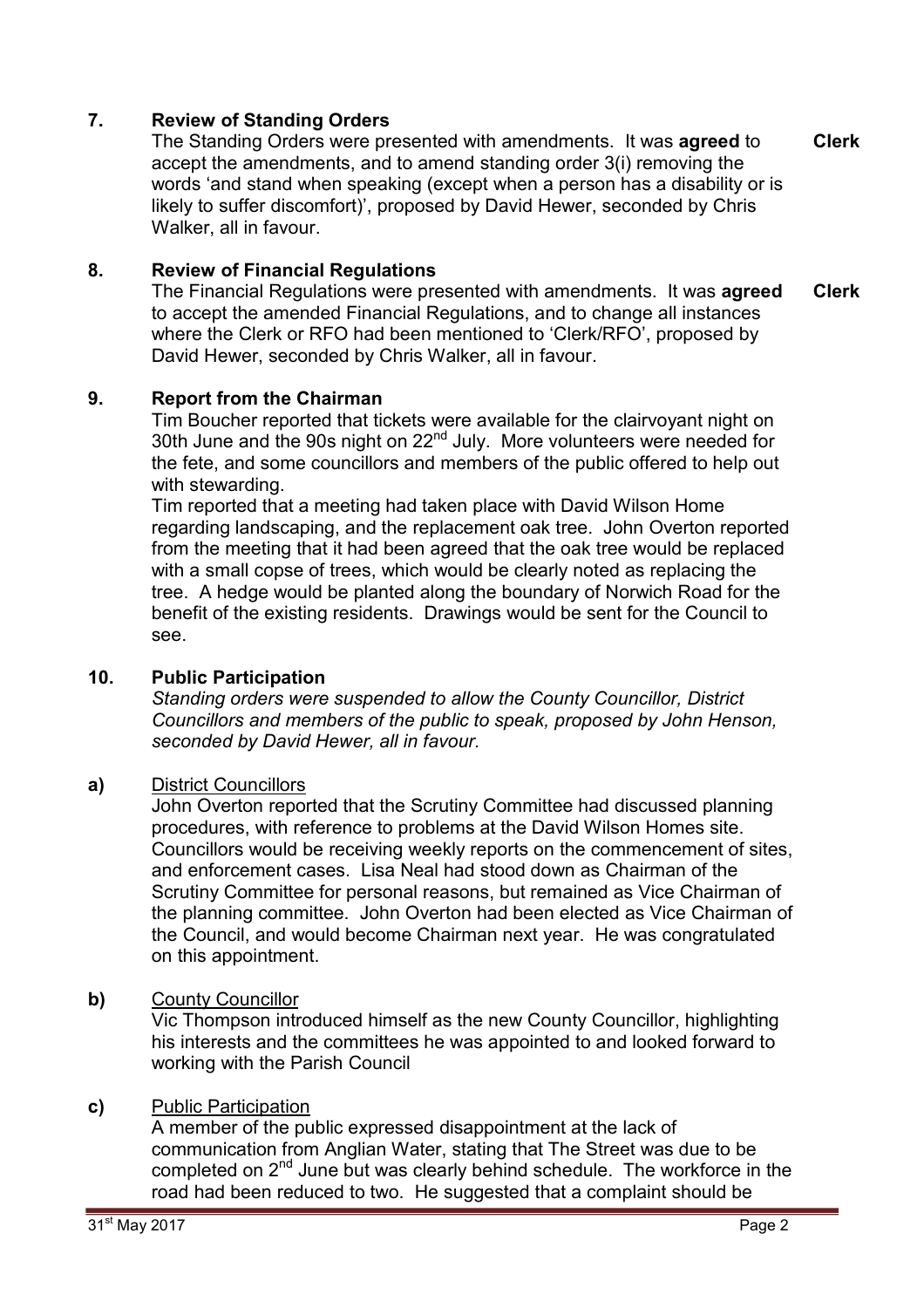## 7. Review of Standing Orders

The Standing Orders were presented with amendments. It was **agreed** to accept the amendments, and to amend standing order 3(i) removing the words 'and stand when speaking (except when a person has a disability or is likely to suffer discomfort)', proposed by David Hewer, seconded by Chris Walker, all in favour. **Clerk**

## 8. Review of Financial Regulations

The Financial Regulations were presented with amendments. It was **agreed** to accept the amended Financial Regulations, and to change all instances where the Clerk or RFO had been mentioned to 'Clerk/RFO', proposed by David Hewer, seconded by Chris Walker, all in favour. **Clerk**

## 9. Report from the Chairman

Tim Boucher reported that tickets were available for the clairvoyant night on 30th June and the 90s night on 22nd July. More volunteers were needed for the fete, and some councillors and members of the public offered to help out with stewarding.

Tim reported that a meeting had taken place with David Wilson Home regarding landscaping, and the replacement oak tree. John Overton reported from the meeting that it had been agreed that the oak tree would be replaced with a small copse of trees, which would be clearly noted as replacing the tree. A hedge would be planted along the boundary of Norwich Road for the benefit of the existing residents. Drawings would be sent for the Council to see.

## 10. Public Participation

*Standing orders were suspended to allow the County Councillor, District Councillors and members of the public to speak, proposed by John Henson, seconded by David Hewer, all in favour.*

**a)** District Councillors

John Overton reported that the Scrutiny Committee had discussed planning procedures, with reference to problems at the David Wilson Homes site. Councillors would be receiving weekly reports on the commencement of sites, and enforcement cases. Lisa Neal had stood down as Chairman of the Scrutiny Committee for personal reasons, but remained as Vice Chairman of the planning committee. John Overton had been elected as Vice Chairman of the Council, and would become Chairman next year. He was congratulated on this appointment.

**b)** County Councillor

Vic Thompson introduced himself as the new County Councillor, highlighting his interests and the committees he was appointed to and looked forward to working with the Parish Council

**c)** Public Participation

A member of the public expressed disappointment at the lack of communication from Anglian Water, stating that The Street was due to be completed on 2nd June but was clearly behind schedule. The workforce in the road had been reduced to two. He suggested that a complaint should be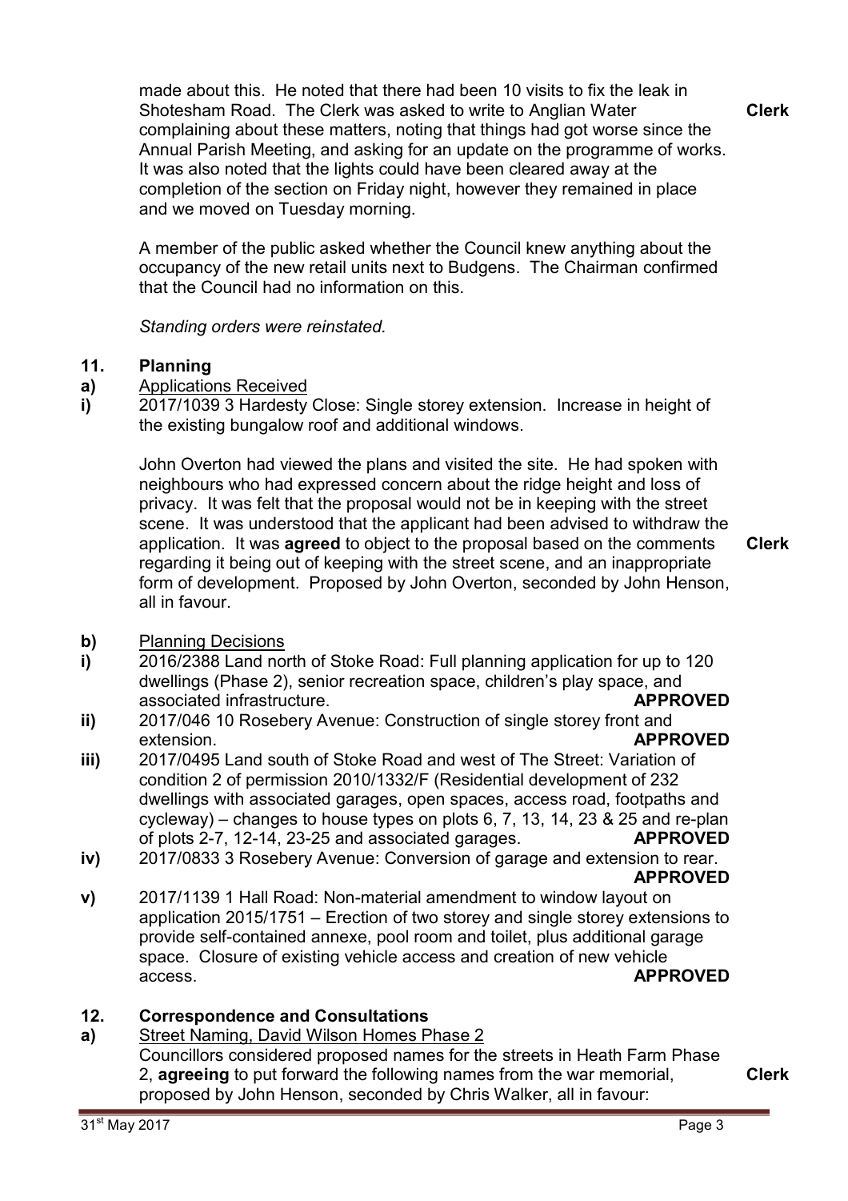made about this. He noted that there had been 10 visits to fix the leak in Shotesham Road. The Clerk was asked to write to Anglian Water complaining about these matters, noting that things had got worse since the Annual Parish Meeting, and asking for an update on the programme of works. It was also noted that the lights could have been cleared away at the completion of the section on Friday night, however they remained in place and we moved on Tuesday morning. **Clerk**

A member of the public asked whether the Council knew anything about the occupancy of the new retail units next to Budgens. The Chairman confirmed that the Council had no information on this.

*Standing orders were reinstated.*

## 11. Planning

**a)** Applications Received

**i)** 2017/1039 3 Hardesty Close: Single storey extension. Increase in height of the existing bungalow roof and additional windows.

John Overton had viewed the plans and visited the site. He had spoken with neighbours who had expressed concern about the ridge height and loss of privacy. It was felt that the proposal would not be in keeping with the street scene. It was understood that the applicant had been advised to withdraw the application. It was **agreed** to object to the proposal based on the comments regarding it being out of keeping with the street scene, and an inappropriate form of development. Proposed by John Overton, seconded by John Henson, all in favour. **Clerk**

**b)** Planning Decisions

**i)** 2016/2388 Land north of Stoke Road: Full planning application for up to 120 dwellings (Phase 2), senior recreation space, children's play space, and associated infrastructure. **APPROVED**

**ii)** 2017/046 10 Rosebery Avenue: Construction of single storey front and extension. **APPROVED**

**iii)** 2017/0495 Land south of Stoke Road and west of The Street: Variation of condition 2 of permission 2010/1332/F (Residential development of 232 dwellings with associated garages, open spaces, access road, footpaths and cycleway) – changes to house types on plots 6, 7, 13, 14, 23 & 25 and re-plan of plots 2-7, 12-14, 23-25 and associated garages. **APPROVED**

**iv)** 2017/0833 3 Rosebery Avenue: Conversion of garage and extension to rear. **APPROVED**

**v)** 2017/1139 1 Hall Road: Non-material amendment to window layout on application 2015/1751 – Erection of two storey and single storey extensions to provide self-contained annexe, pool room and toilet, plus additional garage space. Closure of existing vehicle access and creation of new vehicle access. **APPROVED**

## 12. Correspondence and Consultations

**a)** Street Naming, David Wilson Homes Phase 2

Councillors considered proposed names for the streets in Heath Farm Phase 2, **agreeing** to put forward the following names from the war memorial, proposed by John Henson, seconded by Chris Walker, all in favour: **Clerk**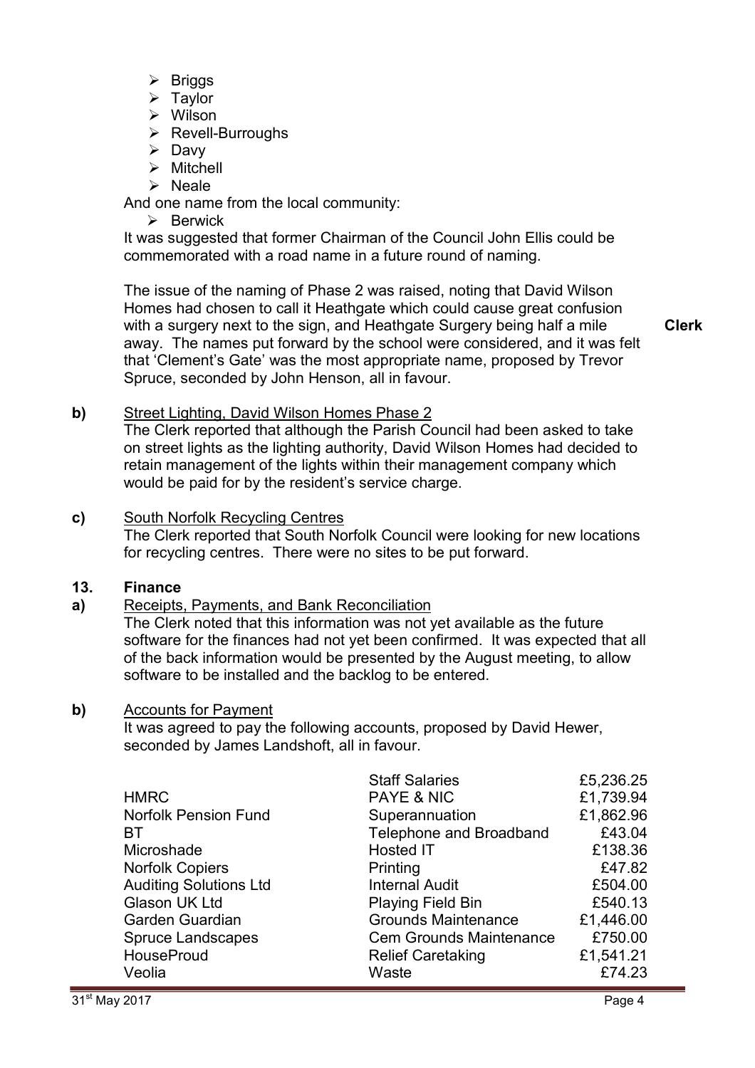- Briggs
- Taylor
- Wilson
- Revell-Burroughs
- Davy
- Mitchell
- Neale

And one name from the local community:

- Berwick

It was suggested that former Chairman of the Council John Ellis could be commemorated with a road name in a future round of naming.

The issue of the naming of Phase 2 was raised, noting that David Wilson Homes had chosen to call it Heathgate which could cause great confusion with a surgery next to the sign, and Heathgate Surgery being half a mile away. The names put forward by the school were considered, and it was felt that 'Clement's Gate' was the most appropriate name, proposed by Trevor Spruce, seconded by John Henson, all in favour. **Clerk**

**b)** Street Lighting, David Wilson Homes Phase 2

The Clerk reported that although the Parish Council had been asked to take on street lights as the lighting authority, David Wilson Homes had decided to retain management of the lights within their management company which would be paid for by the resident's service charge.

**c)** South Norfolk Recycling Centres

The Clerk reported that South Norfolk Council were looking for new locations for recycling centres. There were no sites to be put forward.

## 13. Finance

**a)** Receipts, Payments, and Bank Reconciliation

The Clerk noted that this information was not yet available as the future software for the finances had not yet been confirmed. It was expected that all of the back information would be presented by the August meeting, to allow software to be installed and the backlog to be entered.

**b)** Accounts for Payment

It was agreed to pay the following accounts, proposed by David Hewer, seconded by James Landshoft, all in favour.

| | | |
|---|---|---|
| | Staff Salaries | £5,236.25 |
| HMRC | PAYE & NIC | £1,739.94 |
| Norfolk Pension Fund | Superannuation | £1,862.96 |
| BT | Telephone and Broadband | £43.04 |
| Microshade | Hosted IT | £138.36 |
| Norfolk Copiers | Printing | £47.82 |
| Auditing Solutions Ltd | Internal Audit | £504.00 |
| Glason UK Ltd | Playing Field Bin | £540.13 |
| Garden Guardian | Grounds Maintenance | £1,446.00 |
| Spruce Landscapes | Cem Grounds Maintenance | £750.00 |
| HouseProud | Relief Caretaking | £1,541.21 |
| Veolia | Waste | £74.23 |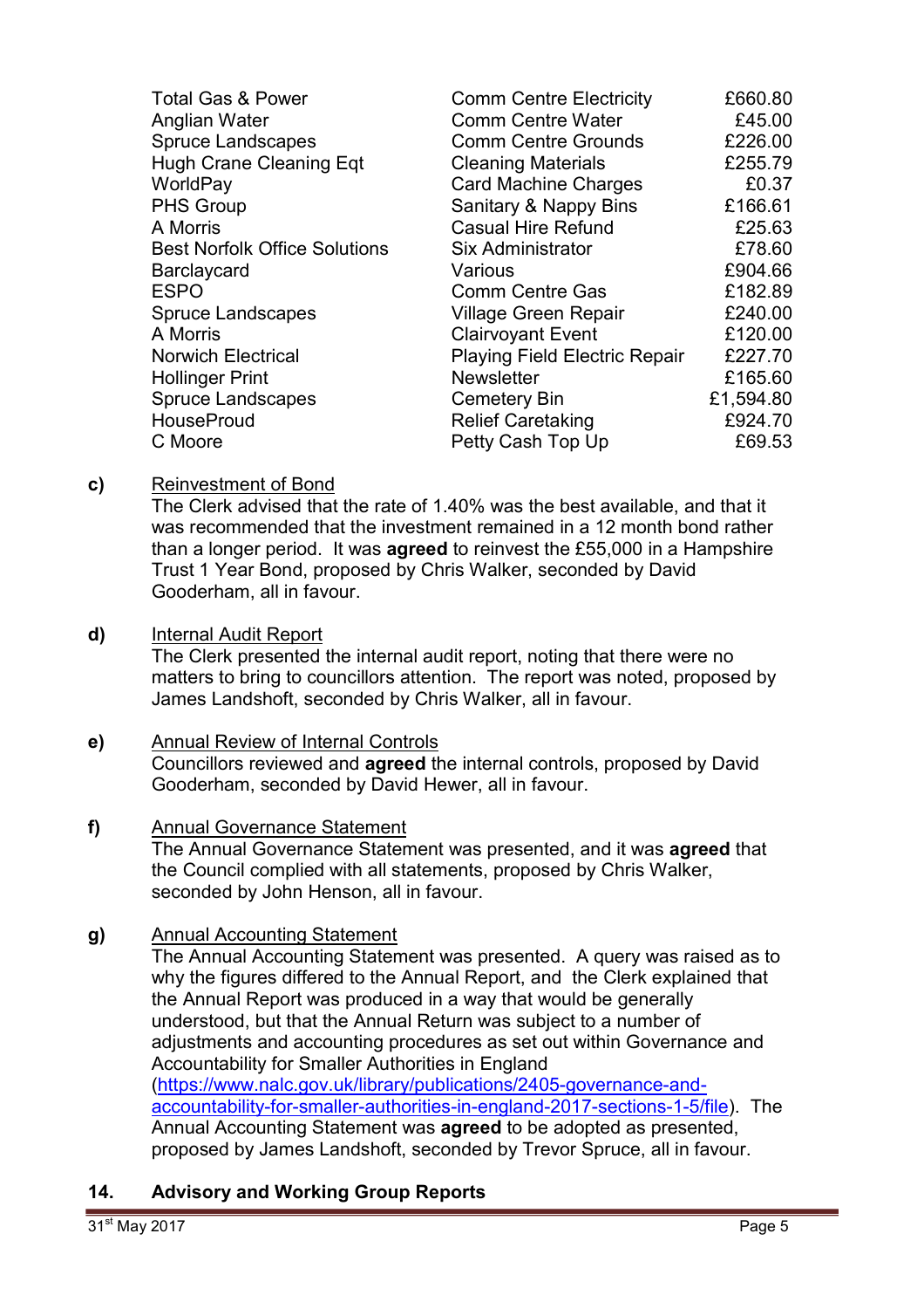| | | |
|---|---|---|
| Total Gas & Power | Comm Centre Electricity | £660.80 |
| Anglian Water | Comm Centre Water | £45.00 |
| Spruce Landscapes | Comm Centre Grounds | £226.00 |
| Hugh Crane Cleaning Eqt | Cleaning Materials | £255.79 |
| WorldPay | Card Machine Charges | £0.37 |
| PHS Group | Sanitary & Nappy Bins | £166.61 |
| A Morris | Casual Hire Refund | £25.63 |
| Best Norfolk Office Solutions | Six Administrator | £78.60 |
| Barclaycard | Various | £904.66 |
| ESPO | Comm Centre Gas | £182.89 |
| Spruce Landscapes | Village Green Repair | £240.00 |
| A Morris | Clairvoyant Event | £120.00 |
| Norwich Electrical | Playing Field Electric Repair | £227.70 |
| Hollinger Print | Newsletter | £165.60 |
| Spruce Landscapes | Cemetery Bin | £1,594.80 |
| HouseProud | Relief Caretaking | £924.70 |
| C Moore | Petty Cash Top Up | £69.53 |

**c)** Reinvestment of Bond

The Clerk advised that the rate of 1.40% was the best available, and that it was recommended that the investment remained in a 12 month bond rather than a longer period. It was **agreed** to reinvest the £55,000 in a Hampshire Trust 1 Year Bond, proposed by Chris Walker, seconded by David Gooderham, all in favour.

**d)** Internal Audit Report

The Clerk presented the internal audit report, noting that there were no matters to bring to councillors attention. The report was noted, proposed by James Landshoft, seconded by Chris Walker, all in favour.

**e)** Annual Review of Internal Controls

Councillors reviewed and **agreed** the internal controls, proposed by David Gooderham, seconded by David Hewer, all in favour.

**f)** Annual Governance Statement

The Annual Governance Statement was presented, and it was **agreed** that the Council complied with all statements, proposed by Chris Walker, seconded by John Henson, all in favour.

**g)** Annual Accounting Statement

The Annual Accounting Statement was presented. A query was raised as to why the figures differed to the Annual Report, and the Clerk explained that the Annual Report was produced in a way that would be generally understood, but that the Annual Return was subject to a number of adjustments and accounting procedures as set out within Governance and Accountability for Smaller Authorities in England (https://www.nalc.gov.uk/library/publications/2405-governance-and-accountability-for-smaller-authorities-in-england-2017-sections-1-5/file). The Annual Accounting Statement was **agreed** to be adopted as presented, proposed by James Landshoft, seconded by Trevor Spruce, all in favour.

## 14. Advisory and Working Group Reports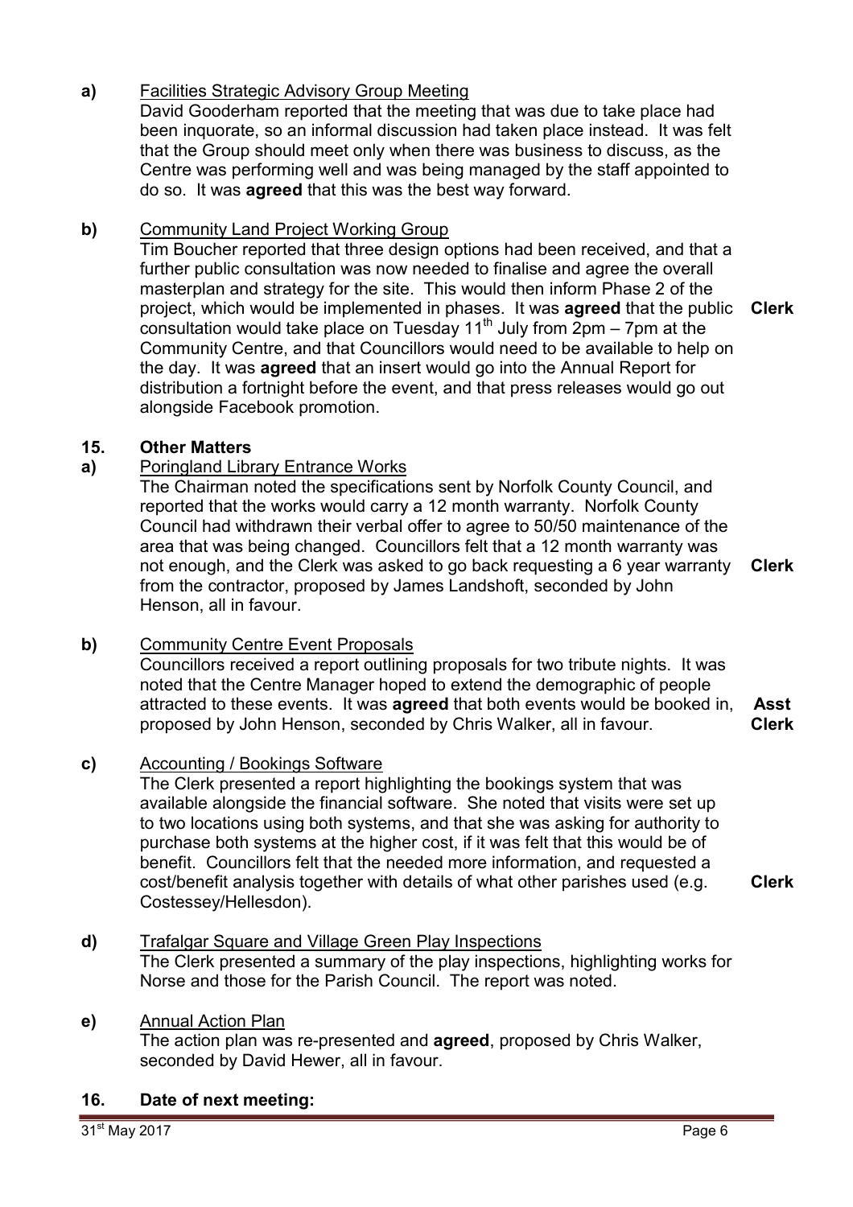**a)** Facilities Strategic Advisory Group Meeting

David Gooderham reported that the meeting that was due to take place had been inquorate, so an informal discussion had taken place instead. It was felt that the Group should meet only when there was business to discuss, as the Centre was performing well and was being managed by the staff appointed to do so. It was **agreed** that this was the best way forward.

**b)** Community Land Project Working Group

Tim Boucher reported that three design options had been received, and that a further public consultation was now needed to finalise and agree the overall masterplan and strategy for the site. This would then inform Phase 2 of the project, which would be implemented in phases. It was **agreed** that the public consultation would take place on Tuesday 11th July from 2pm – 7pm at the Community Centre, and that Councillors would need to be available to help on the day. It was **agreed** that an insert would go into the Annual Report for distribution a fortnight before the event, and that press releases would go out alongside Facebook promotion. **Clerk**

## 15. Other Matters

**a)** Poringland Library Entrance Works

The Chairman noted the specifications sent by Norfolk County Council, and reported that the works would carry a 12 month warranty. Norfolk County Council had withdrawn their verbal offer to agree to 50/50 maintenance of the area that was being changed. Councillors felt that a 12 month warranty was not enough, and the Clerk was asked to go back requesting a 6 year warranty from the contractor, proposed by James Landshoft, seconded by John Henson, all in favour. **Clerk**

**b)** Community Centre Event Proposals

Councillors received a report outlining proposals for two tribute nights. It was noted that the Centre Manager hoped to extend the demographic of people attracted to these events. It was **agreed** that both events would be booked in, proposed by John Henson, seconded by Chris Walker, all in favour. **Asst Clerk**

**c)** Accounting / Bookings Software

The Clerk presented a report highlighting the bookings system that was available alongside the financial software. She noted that visits were set up to two locations using both systems, and that she was asking for authority to purchase both systems at the higher cost, if it was felt that this would be of benefit. Councillors felt that the needed more information, and requested a cost/benefit analysis together with details of what other parishes used (e.g. Costessey/Hellesdon). **Clerk**

**d)** Trafalgar Square and Village Green Play Inspections

The Clerk presented a summary of the play inspections, highlighting works for Norse and those for the Parish Council. The report was noted.

**e)** Annual Action Plan

The action plan was re-presented and **agreed**, proposed by Chris Walker, seconded by David Hewer, all in favour.

## 16. Date of next meeting: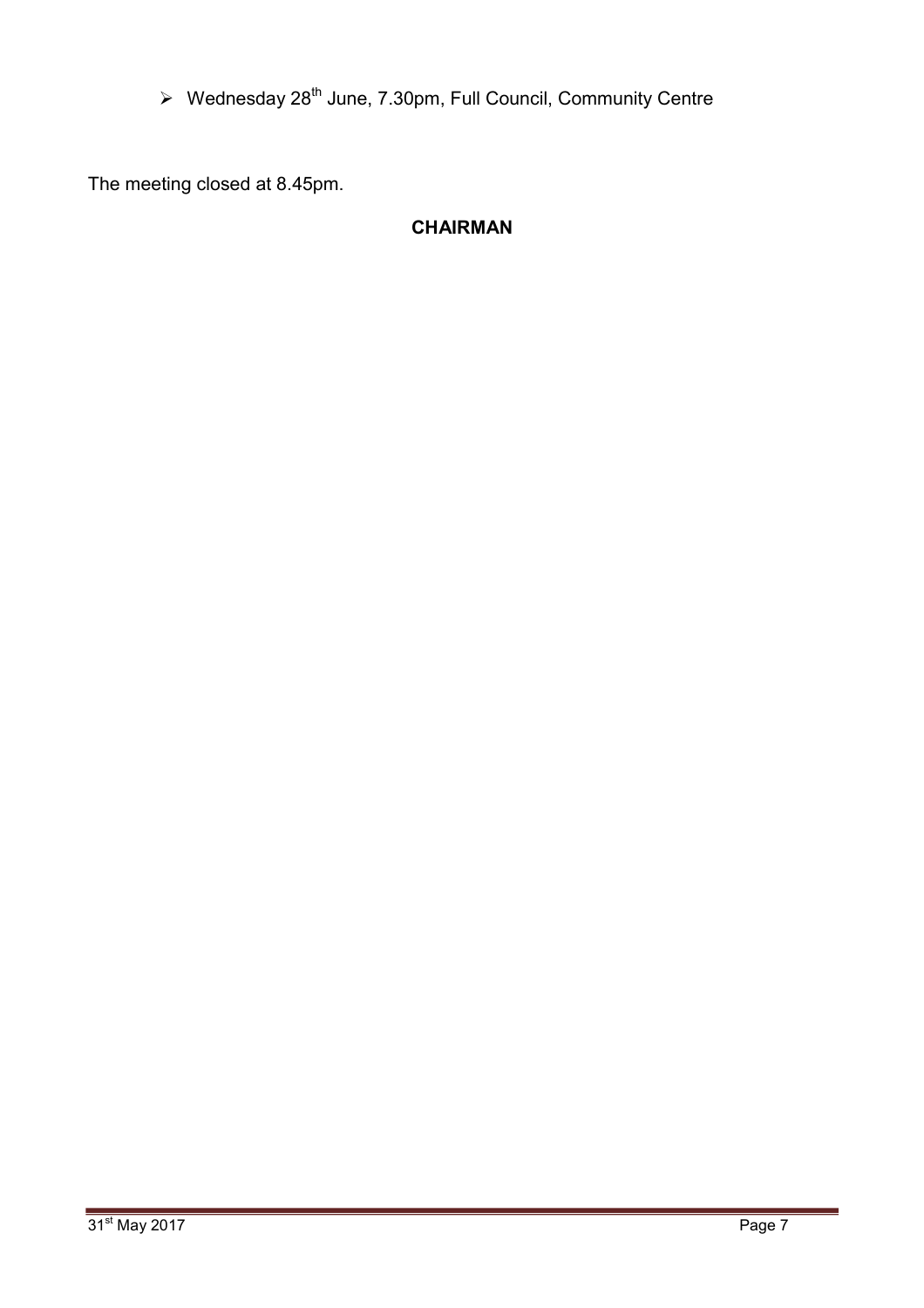- Wednesday 28th June, 7.30pm, Full Council, Community Centre

The meeting closed at 8.45pm.

**CHAIRMAN**